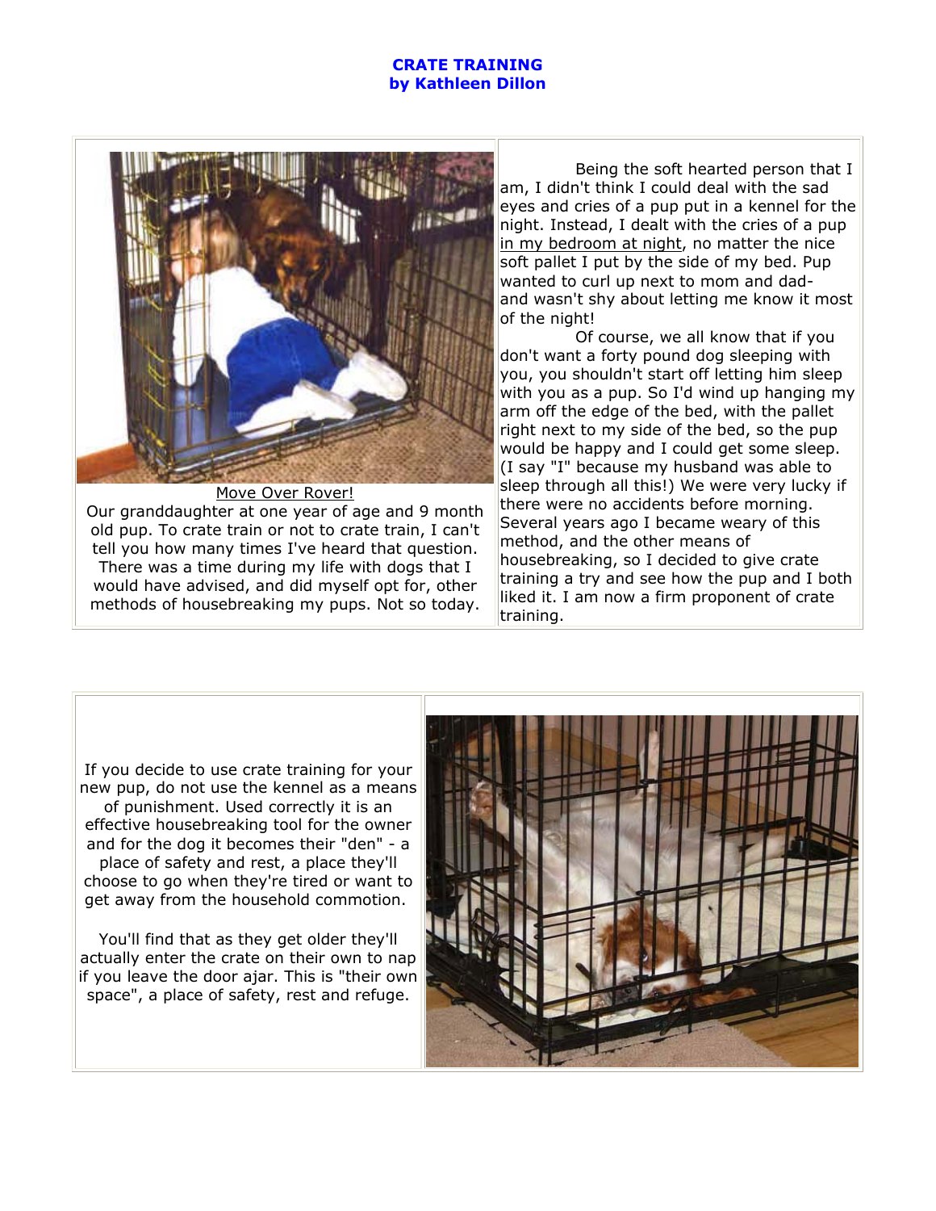# CRATE TRAINING
## by Kathleen Dillon

Move Over Rover!

Our granddaughter at one year of age and 9 month old pup. To crate train or not to crate train, I can't tell you how many times I've heard that question. There was a time during my life with dogs that I would have advised, and did myself opt for, other methods of housebreaking my pups. Not so today.

Being the soft hearted person that I am, I didn't think I could deal with the sad eyes and cries of a pup put in a kennel for the night. Instead, I dealt with the cries of a pup in my bedroom at night, no matter the nice soft pallet I put by the side of my bed. Pup wanted to curl up next to mom and dad- and wasn't shy about letting me know it most of the night!

Of course, we all know that if you don't want a forty pound dog sleeping with you, you shouldn't start off letting him sleep with you as a pup. So I'd wind up hanging my arm off the edge of the bed, with the pallet right next to my side of the bed, so the pup would be happy and I could get some sleep. (I say "I" because my husband was able to sleep through all this!) We were very lucky if there were no accidents before morning. Several years ago I became weary of this method, and the other means of housebreaking, so I decided to give crate training a try and see how the pup and I both liked it. I am now a firm proponent of crate training.

If you decide to use crate training for your new pup, do not use the kennel as a means of punishment. Used correctly it is an effective housebreaking tool for the owner and for the dog it becomes their "den" - a place of safety and rest, a place they'll choose to go when they're tired or want to get away from the household commotion.

You'll find that as they get older they'll actually enter the crate on their own to nap if you leave the door ajar. This is "their own space", a place of safety, rest and refuge.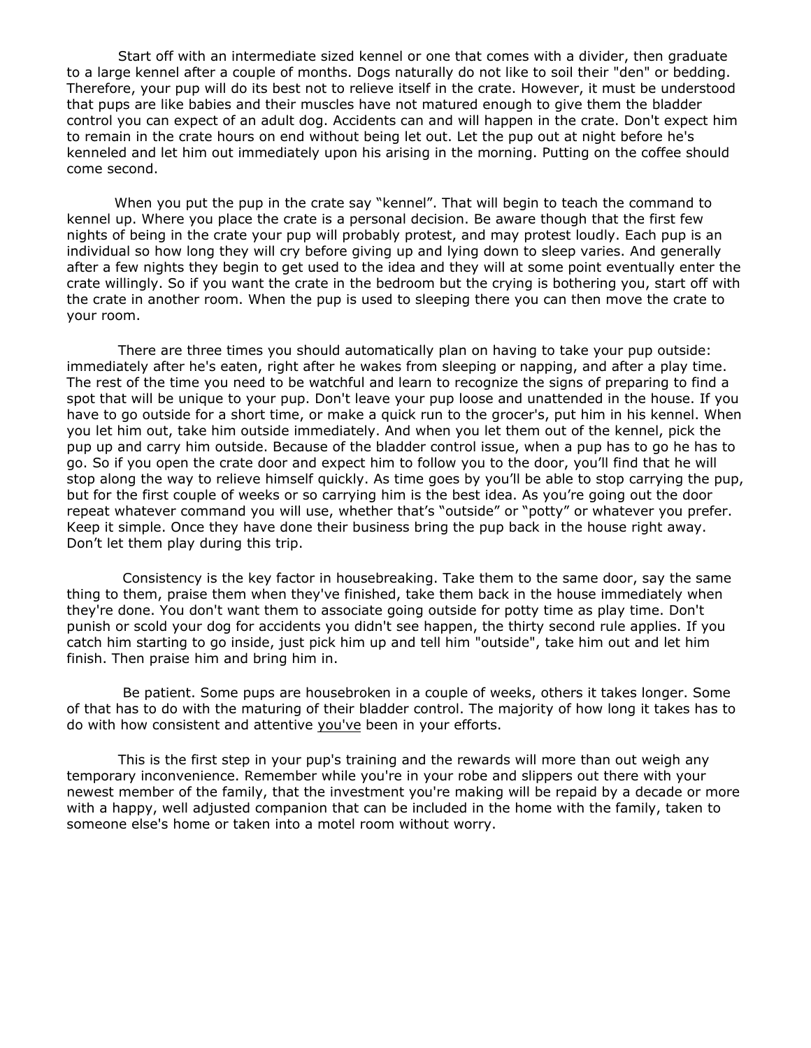Start off with an intermediate sized kennel or one that comes with a divider, then graduate to a large kennel after a couple of months. Dogs naturally do not like to soil their "den" or bedding. Therefore, your pup will do its best not to relieve itself in the crate. However, it must be understood that pups are like babies and their muscles have not matured enough to give them the bladder control you can expect of an adult dog. Accidents can and will happen in the crate. Don't expect him to remain in the crate hours on end without being let out. Let the pup out at night before he's kenneled and let him out immediately upon his arising in the morning. Putting on the coffee should come second.

When you put the pup in the crate say “kennel”. That will begin to teach the command to kennel up. Where you place the crate is a personal decision. Be aware though that the first few nights of being in the crate your pup will probably protest, and may protest loudly. Each pup is an individual so how long they will cry before giving up and lying down to sleep varies. And generally after a few nights they begin to get used to the idea and they will at some point eventually enter the crate willingly. So if you want the crate in the bedroom but the crying is bothering you, start off with the crate in another room. When the pup is used to sleeping there you can then move the crate to your room.

There are three times you should automatically plan on having to take your pup outside: immediately after he's eaten, right after he wakes from sleeping or napping, and after a play time. The rest of the time you need to be watchful and learn to recognize the signs of preparing to find a spot that will be unique to your pup. Don't leave your pup loose and unattended in the house. If you have to go outside for a short time, or make a quick run to the grocer's, put him in his kennel. When you let him out, take him outside immediately. And when you let them out of the kennel, pick the pup up and carry him outside. Because of the bladder control issue, when a pup has to go he has to go. So if you open the crate door and expect him to follow you to the door, you’ll find that he will stop along the way to relieve himself quickly. As time goes by you’ll be able to stop carrying the pup, but for the first couple of weeks or so carrying him is the best idea. As you’re going out the door repeat whatever command you will use, whether that’s “outside” or “potty” or whatever you prefer. Keep it simple. Once they have done their business bring the pup back in the house right away. Don’t let them play during this trip.

Consistency is the key factor in housebreaking. Take them to the same door, say the same thing to them, praise them when they've finished, take them back in the house immediately when they're done. You don't want them to associate going outside for potty time as play time. Don't punish or scold your dog for accidents you didn't see happen, the thirty second rule applies. If you catch him starting to go inside, just pick him up and tell him "outside", take him out and let him finish. Then praise him and bring him in.

Be patient. Some pups are housebroken in a couple of weeks, others it takes longer. Some of that has to do with the maturing of their bladder control. The majority of how long it takes has to do with how consistent and attentive you've been in your efforts.

This is the first step in your pup's training and the rewards will more than out weigh any temporary inconvenience. Remember while you're in your robe and slippers out there with your newest member of the family, that the investment you're making will be repaid by a decade or more with a happy, well adjusted companion that can be included in the home with the family, taken to someone else's home or taken into a motel room without worry.